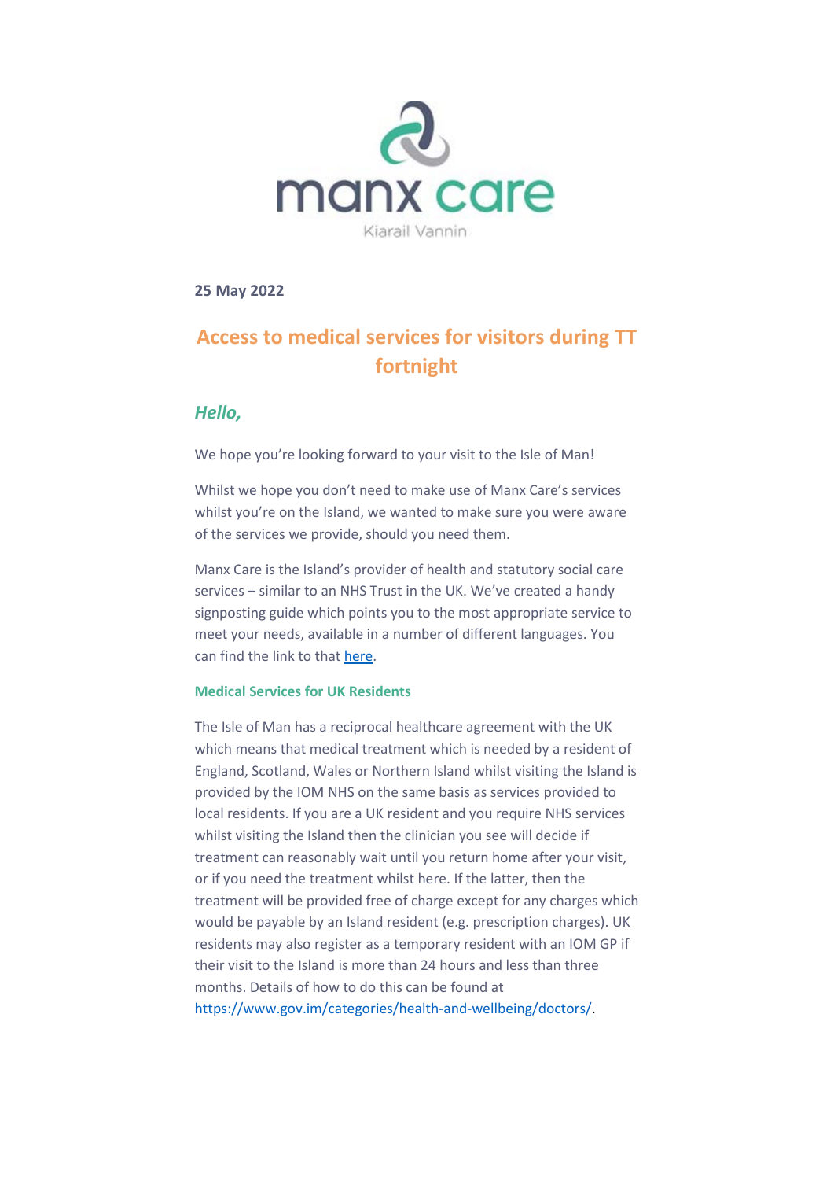manx care

Kiarail Vannin

**25 May 2022**

# Access to medical services for visitors during TT fortnight

## *Hello,*

We hope you're looking forward to your visit to the Isle of Man!

Whilst we hope you don't need to make use of Manx Care's services whilst you're on the Island, we wanted to make sure you were aware of the services we provide, should you need them.

Manx Care is the Island's provider of health and statutory social care services – similar to an NHS Trust in the UK. We've created a handy signposting guide which points you to the most appropriate service to meet your needs, available in a number of different languages. You can find the link to that here.

### Medical Services for UK Residents

The Isle of Man has a reciprocal healthcare agreement with the UK which means that medical treatment which is needed by a resident of England, Scotland, Wales or Northern Island whilst visiting the Island is provided by the IOM NHS on the same basis as services provided to local residents. If you are a UK resident and you require NHS services whilst visiting the Island then the clinician you see will decide if treatment can reasonably wait until you return home after your visit, or if you need the treatment whilst here. If the latter, then the treatment will be provided free of charge except for any charges which would be payable by an Island resident (e.g. prescription charges). UK residents may also register as a temporary resident with an IOM GP if their visit to the Island is more than 24 hours and less than three months. Details of how to do this can be found at https://www.gov.im/categories/health-and-wellbeing/doctors/.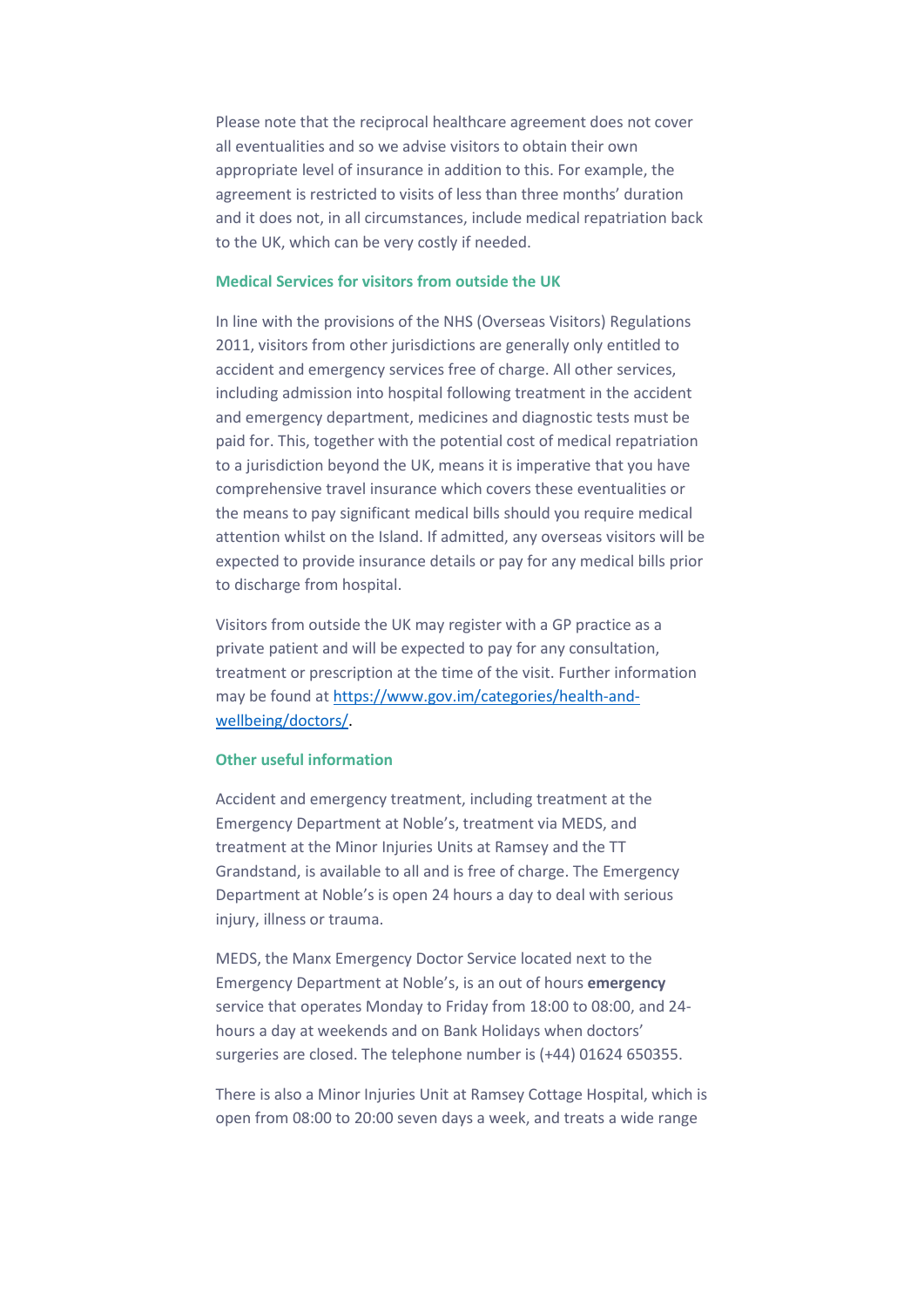Please note that the reciprocal healthcare agreement does not cover all eventualities and so we advise visitors to obtain their own appropriate level of insurance in addition to this. For example, the agreement is restricted to visits of less than three months' duration and it does not, in all circumstances, include medical repatriation back to the UK, which can be very costly if needed.

### Medical Services for visitors from outside the UK

In line with the provisions of the NHS (Overseas Visitors) Regulations 2011, visitors from other jurisdictions are generally only entitled to accident and emergency services free of charge. All other services, including admission into hospital following treatment in the accident and emergency department, medicines and diagnostic tests must be paid for. This, together with the potential cost of medical repatriation to a jurisdiction beyond the UK, means it is imperative that you have comprehensive travel insurance which covers these eventualities or the means to pay significant medical bills should you require medical attention whilst on the Island. If admitted, any overseas visitors will be expected to provide insurance details or pay for any medical bills prior to discharge from hospital.

Visitors from outside the UK may register with a GP practice as a private patient and will be expected to pay for any consultation, treatment or prescription at the time of the visit. Further information may be found at [https://www.gov.im/categories/health-and-wellbeing/doctors/](https://www.gov.im/categories/health-and-wellbeing/doctors/).

### Other useful information

Accident and emergency treatment, including treatment at the Emergency Department at Noble's, treatment via MEDS, and treatment at the Minor Injuries Units at Ramsey and the TT Grandstand, is available to all and is free of charge. The Emergency Department at Noble's is open 24 hours a day to deal with serious injury, illness or trauma.

MEDS, the Manx Emergency Doctor Service located next to the Emergency Department at Noble's, is an out of hours **emergency** service that operates Monday to Friday from 18:00 to 08:00, and 24-hours a day at weekends and on Bank Holidays when doctors' surgeries are closed. The telephone number is (+44) 01624 650355.

There is also a Minor Injuries Unit at Ramsey Cottage Hospital, which is open from 08:00 to 20:00 seven days a week, and treats a wide range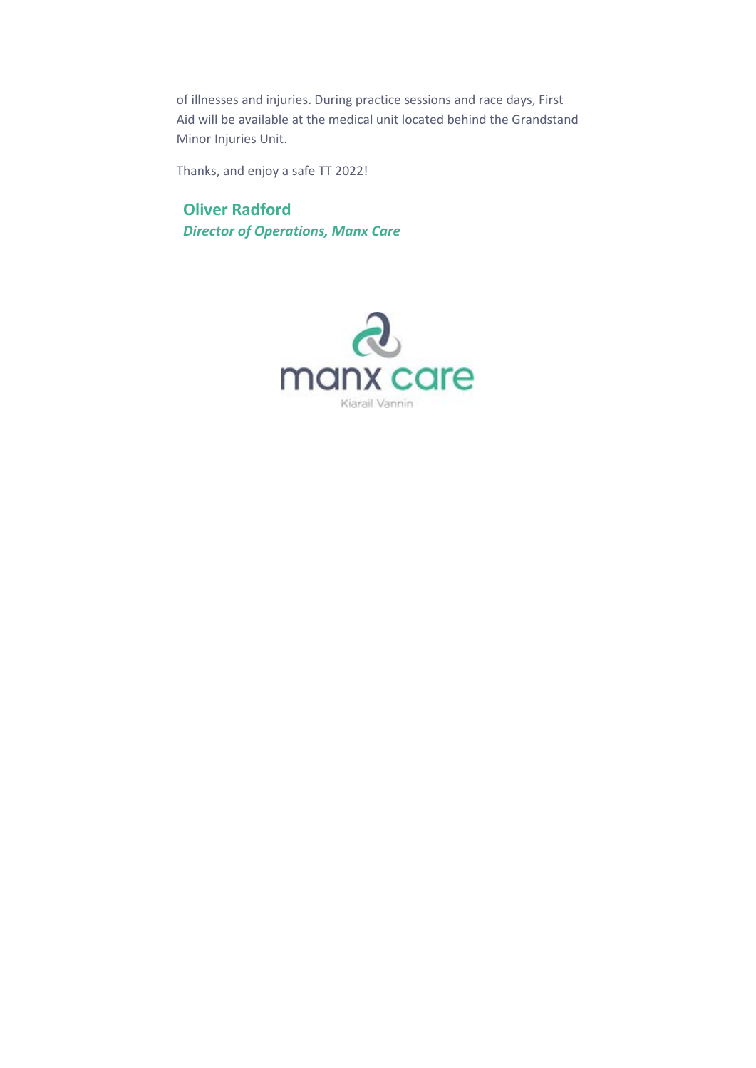of illnesses and injuries. During practice sessions and race days, First Aid will be available at the medical unit located behind the Grandstand Minor Injuries Unit.

Thanks, and enjoy a safe TT 2022!

**Oliver Radford**
***Director of Operations, Manx Care***

manx care
Kiarail Vannin